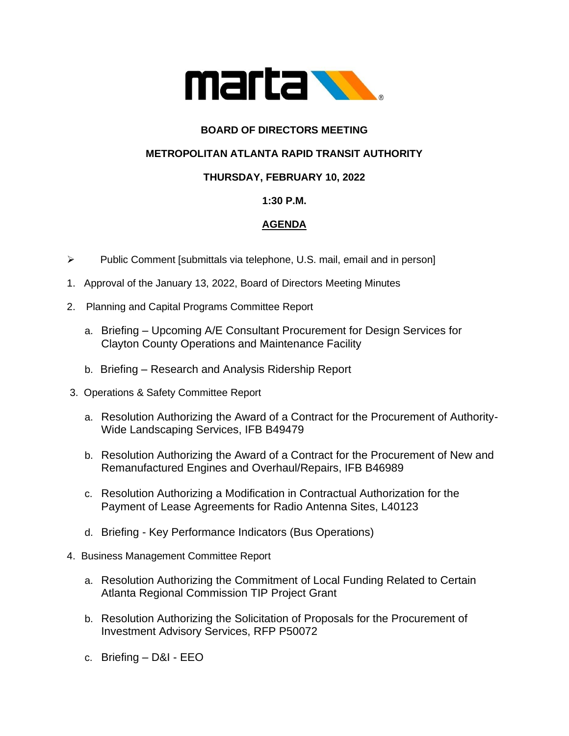**BOARD OF DIRECTORS MEETING**

**METROPOLITAN ATLANTA RAPID TRANSIT AUTHORITY**

**THURSDAY, FEBRUARY 10, 2022**

**1:30 P.M.**

**<u>AGENDA</u>**

- Public Comment [submittals via telephone, U.S. mail, email and in person]

1. Approval of the January 13, 2022, Board of Directors Meeting Minutes
2. Planning and Capital Programs Committee Report
   a. Briefing – Upcoming A/E Consultant Procurement for Design Services for Clayton County Operations and Maintenance Facility
   b. Briefing – Research and Analysis Ridership Report
3. Operations & Safety Committee Report
   a. Resolution Authorizing the Award of a Contract for the Procurement of Authority-Wide Landscaping Services, IFB B49479
   b. Resolution Authorizing the Award of a Contract for the Procurement of New and Remanufactured Engines and Overhaul/Repairs, IFB B46989
   c. Resolution Authorizing a Modification in Contractual Authorization for the Payment of Lease Agreements for Radio Antenna Sites, L40123
   d. Briefing - Key Performance Indicators (Bus Operations)
4. Business Management Committee Report
   a. Resolution Authorizing the Commitment of Local Funding Related to Certain Atlanta Regional Commission TIP Project Grant
   b. Resolution Authorizing the Solicitation of Proposals for the Procurement of Investment Advisory Services, RFP P50072
   c. Briefing – D&I - EEO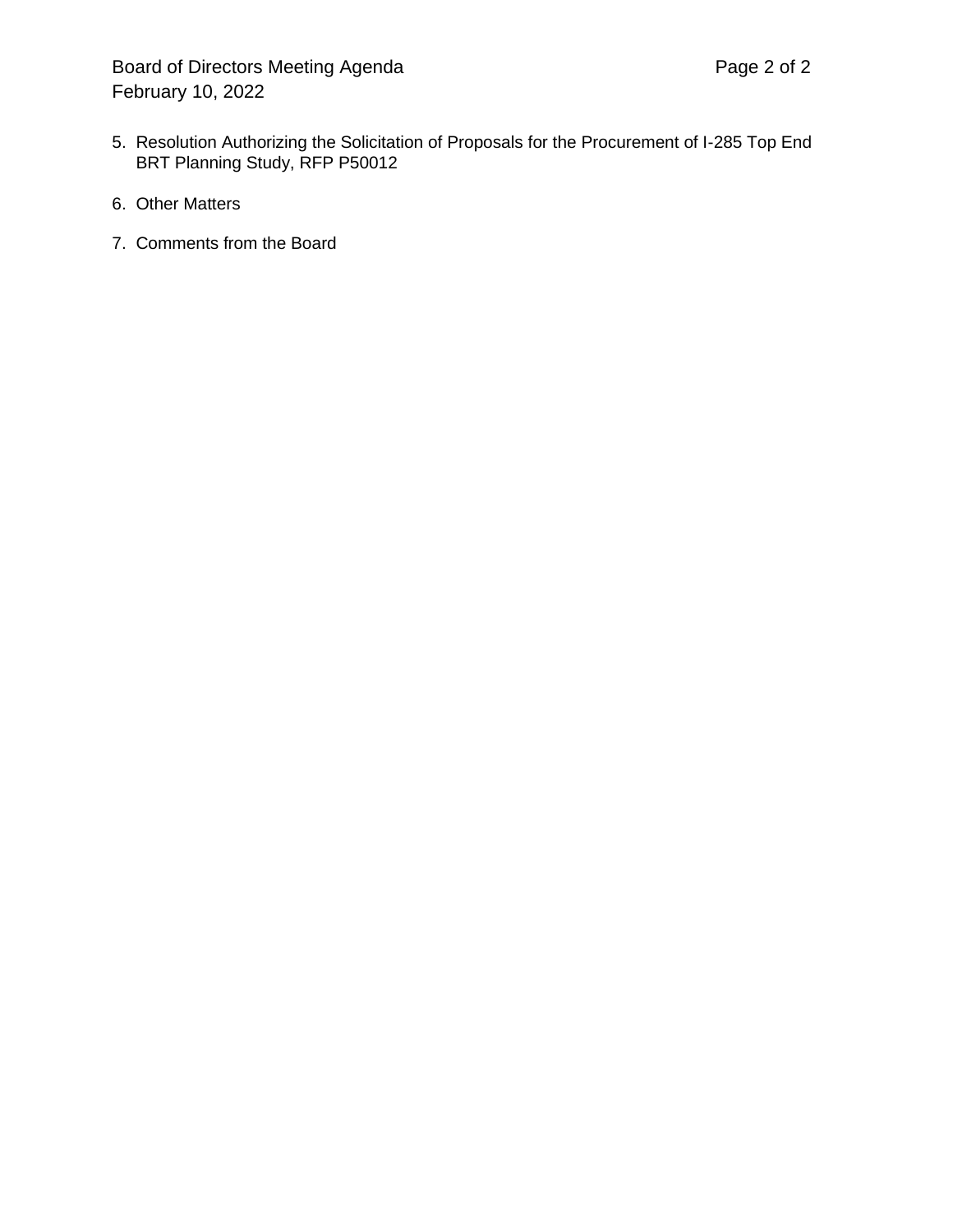5. Resolution Authorizing the Solicitation of Proposals for the Procurement of I-285 Top End BRT Planning Study, RFP P50012

6. Other Matters

7. Comments from the Board